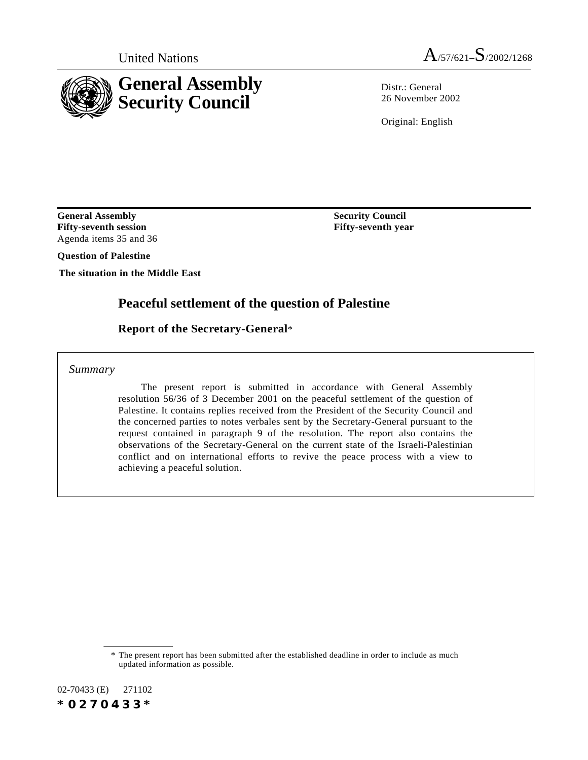United Nations A/57/621–S/2002/1268

# General Assembly
# Security Council

Distr.: General
26 November 2002

Original: English

**General Assembly**
**Fifty-seventh session**
Agenda items 35 and 36

**Question of Palestine**

**The situation in the Middle East**

**Security Council**
**Fifty-seventh year**

## Peaceful settlement of the question of Palestine

### Report of the Secretary-General*

*Summary*

The present report is submitted in accordance with General Assembly resolution 56/36 of 3 December 2001 on the peaceful settlement of the question of Palestine. It contains replies received from the President of the Security Council and the concerned parties to notes verbales sent by the Secretary-General pursuant to the request contained in paragraph 9 of the resolution. The report also contains the observations of the Secretary-General on the current state of the Israeli-Palestinian conflict and on international efforts to revive the peace process with a view to achieving a peaceful solution.

\* The present report has been submitted after the established deadline in order to include as much updated information as possible.

02-70433 (E) 271102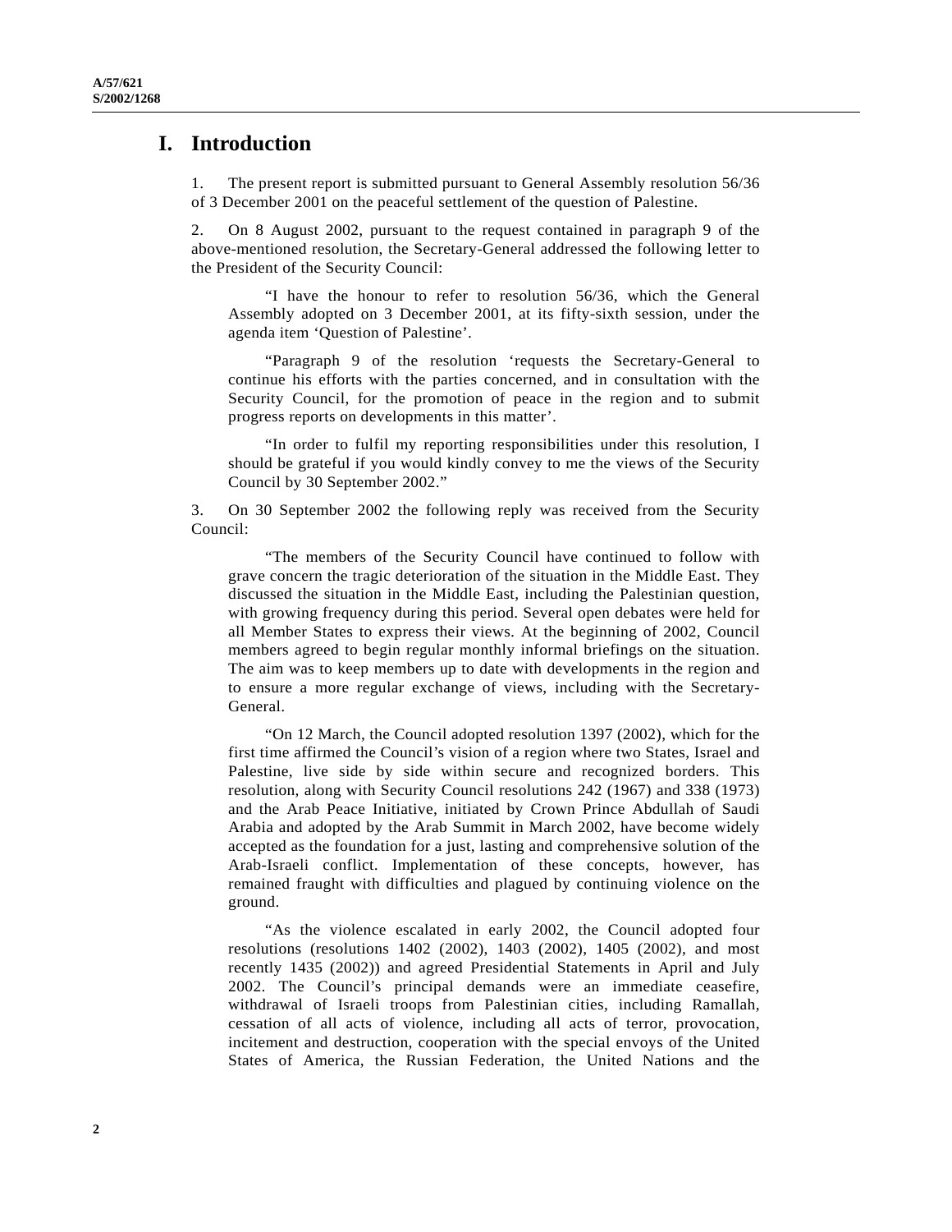# I. Introduction

1. The present report is submitted pursuant to General Assembly resolution 56/36 of 3 December 2001 on the peaceful settlement of the question of Palestine.

2. On 8 August 2002, pursuant to the request contained in paragraph 9 of the above-mentioned resolution, the Secretary-General addressed the following letter to the President of the Security Council:

> "I have the honour to refer to resolution 56/36, which the General Assembly adopted on 3 December 2001, at its fifty-sixth session, under the agenda item 'Question of Palestine'.
>
> "Paragraph 9 of the resolution 'requests the Secretary-General to continue his efforts with the parties concerned, and in consultation with the Security Council, for the promotion of peace in the region and to submit progress reports on developments in this matter'.
>
> "In order to fulfil my reporting responsibilities under this resolution, I should be grateful if you would kindly convey to me the views of the Security Council by 30 September 2002."

3. On 30 September 2002 the following reply was received from the Security Council:

> "The members of the Security Council have continued to follow with grave concern the tragic deterioration of the situation in the Middle East. They discussed the situation in the Middle East, including the Palestinian question, with growing frequency during this period. Several open debates were held for all Member States to express their views. At the beginning of 2002, Council members agreed to begin regular monthly informal briefings on the situation. The aim was to keep members up to date with developments in the region and to ensure a more regular exchange of views, including with the Secretary-General.
>
> "On 12 March, the Council adopted resolution 1397 (2002), which for the first time affirmed the Council's vision of a region where two States, Israel and Palestine, live side by side within secure and recognized borders. This resolution, along with Security Council resolutions 242 (1967) and 338 (1973) and the Arab Peace Initiative, initiated by Crown Prince Abdullah of Saudi Arabia and adopted by the Arab Summit in March 2002, have become widely accepted as the foundation for a just, lasting and comprehensive solution of the Arab-Israeli conflict. Implementation of these concepts, however, has remained fraught with difficulties and plagued by continuing violence on the ground.
>
> "As the violence escalated in early 2002, the Council adopted four resolutions (resolutions 1402 (2002), 1403 (2002), 1405 (2002), and most recently 1435 (2002)) and agreed Presidential Statements in April and July 2002. The Council's principal demands were an immediate ceasefire, withdrawal of Israeli troops from Palestinian cities, including Ramallah, cessation of all acts of violence, including all acts of terror, provocation, incitement and destruction, cooperation with the special envoys of the United States of America, the Russian Federation, the United Nations and the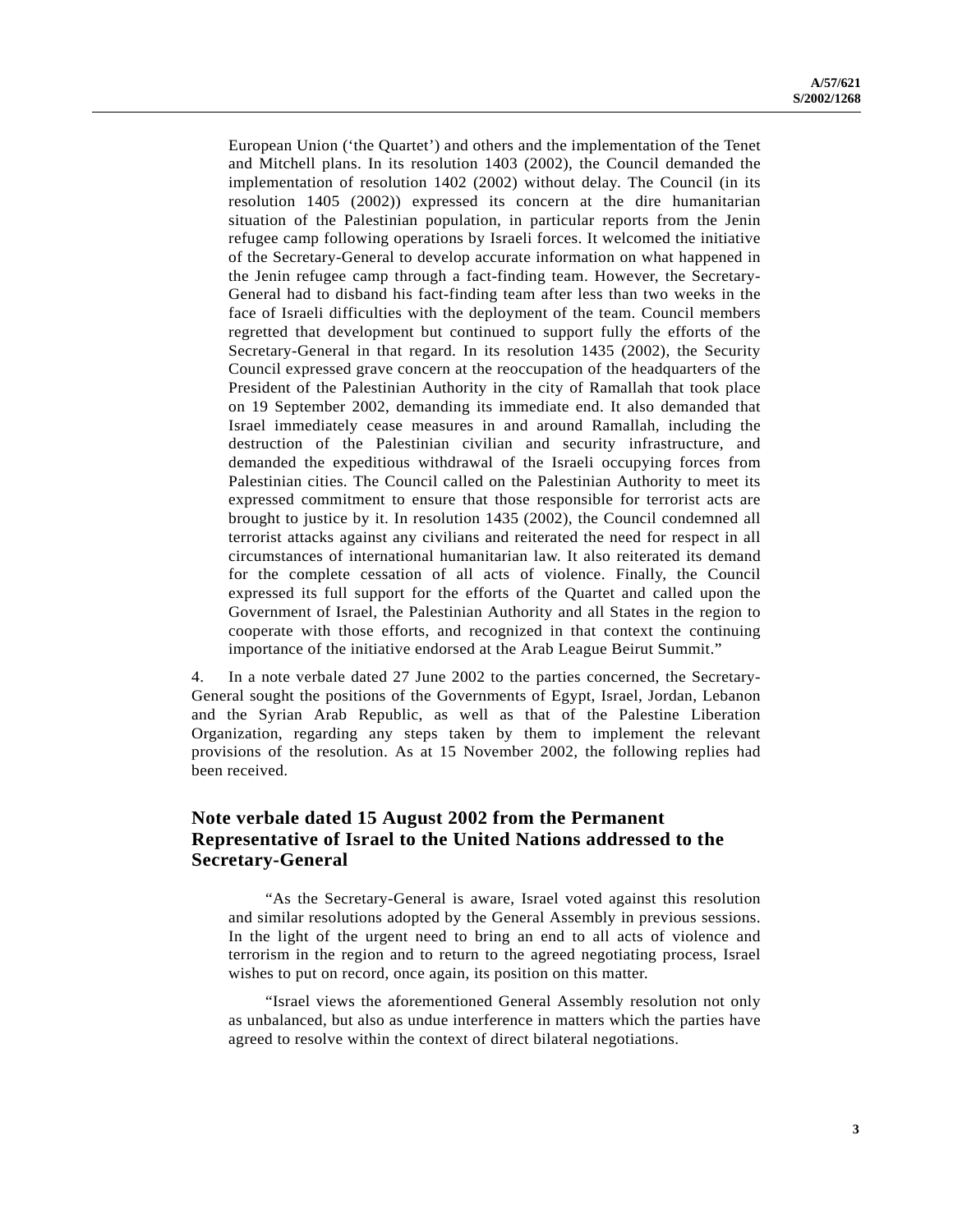European Union ('the Quartet') and others and the implementation of the Tenet and Mitchell plans. In its resolution 1403 (2002), the Council demanded the implementation of resolution 1402 (2002) without delay. The Council (in its resolution 1405 (2002)) expressed its concern at the dire humanitarian situation of the Palestinian population, in particular reports from the Jenin refugee camp following operations by Israeli forces. It welcomed the initiative of the Secretary-General to develop accurate information on what happened in the Jenin refugee camp through a fact-finding team. However, the Secretary-General had to disband his fact-finding team after less than two weeks in the face of Israeli difficulties with the deployment of the team. Council members regretted that development but continued to support fully the efforts of the Secretary-General in that regard. In its resolution 1435 (2002), the Security Council expressed grave concern at the reoccupation of the headquarters of the President of the Palestinian Authority in the city of Ramallah that took place on 19 September 2002, demanding its immediate end. It also demanded that Israel immediately cease measures in and around Ramallah, including the destruction of the Palestinian civilian and security infrastructure, and demanded the expeditious withdrawal of the Israeli occupying forces from Palestinian cities. The Council called on the Palestinian Authority to meet its expressed commitment to ensure that those responsible for terrorist acts are brought to justice by it. In resolution 1435 (2002), the Council condemned all terrorist attacks against any civilians and reiterated the need for respect in all circumstances of international humanitarian law. It also reiterated its demand for the complete cessation of all acts of violence. Finally, the Council expressed its full support for the efforts of the Quartet and called upon the Government of Israel, the Palestinian Authority and all States in the region to cooperate with those efforts, and recognized in that context the continuing importance of the initiative endorsed at the Arab League Beirut Summit."

4. In a note verbale dated 27 June 2002 to the parties concerned, the Secretary-General sought the positions of the Governments of Egypt, Israel, Jordan, Lebanon and the Syrian Arab Republic, as well as that of the Palestine Liberation Organization, regarding any steps taken by them to implement the relevant provisions of the resolution. As at 15 November 2002, the following replies had been received.

## Note verbale dated 15 August 2002 from the Permanent Representative of Israel to the United Nations addressed to the Secretary-General

"As the Secretary-General is aware, Israel voted against this resolution and similar resolutions adopted by the General Assembly in previous sessions. In the light of the urgent need to bring an end to all acts of violence and terrorism in the region and to return to the agreed negotiating process, Israel wishes to put on record, once again, its position on this matter.

"Israel views the aforementioned General Assembly resolution not only as unbalanced, but also as undue interference in matters which the parties have agreed to resolve within the context of direct bilateral negotiations.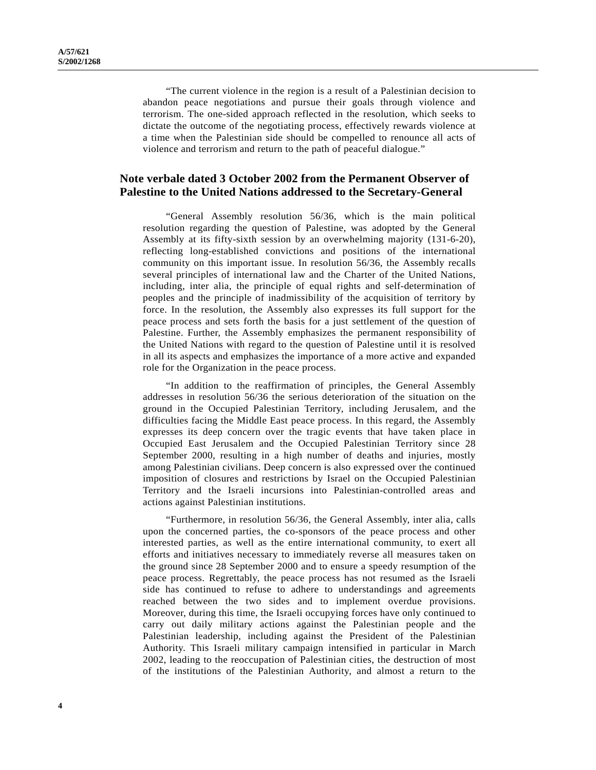"The current violence in the region is a result of a Palestinian decision to abandon peace negotiations and pursue their goals through violence and terrorism. The one-sided approach reflected in the resolution, which seeks to dictate the outcome of the negotiating process, effectively rewards violence at a time when the Palestinian side should be compelled to renounce all acts of violence and terrorism and return to the path of peaceful dialogue."

## Note verbale dated 3 October 2002 from the Permanent Observer of Palestine to the United Nations addressed to the Secretary-General

"General Assembly resolution 56/36, which is the main political resolution regarding the question of Palestine, was adopted by the General Assembly at its fifty-sixth session by an overwhelming majority (131-6-20), reflecting long-established convictions and positions of the international community on this important issue. In resolution 56/36, the Assembly recalls several principles of international law and the Charter of the United Nations, including, inter alia, the principle of equal rights and self-determination of peoples and the principle of inadmissibility of the acquisition of territory by force. In the resolution, the Assembly also expresses its full support for the peace process and sets forth the basis for a just settlement of the question of Palestine. Further, the Assembly emphasizes the permanent responsibility of the United Nations with regard to the question of Palestine until it is resolved in all its aspects and emphasizes the importance of a more active and expanded role for the Organization in the peace process.

"In addition to the reaffirmation of principles, the General Assembly addresses in resolution 56/36 the serious deterioration of the situation on the ground in the Occupied Palestinian Territory, including Jerusalem, and the difficulties facing the Middle East peace process. In this regard, the Assembly expresses its deep concern over the tragic events that have taken place in Occupied East Jerusalem and the Occupied Palestinian Territory since 28 September 2000, resulting in a high number of deaths and injuries, mostly among Palestinian civilians. Deep concern is also expressed over the continued imposition of closures and restrictions by Israel on the Occupied Palestinian Territory and the Israeli incursions into Palestinian-controlled areas and actions against Palestinian institutions.

"Furthermore, in resolution 56/36, the General Assembly, inter alia, calls upon the concerned parties, the co-sponsors of the peace process and other interested parties, as well as the entire international community, to exert all efforts and initiatives necessary to immediately reverse all measures taken on the ground since 28 September 2000 and to ensure a speedy resumption of the peace process. Regrettably, the peace process has not resumed as the Israeli side has continued to refuse to adhere to understandings and agreements reached between the two sides and to implement overdue provisions. Moreover, during this time, the Israeli occupying forces have only continued to carry out daily military actions against the Palestinian people and the Palestinian leadership, including against the President of the Palestinian Authority. This Israeli military campaign intensified in particular in March 2002, leading to the reoccupation of Palestinian cities, the destruction of most of the institutions of the Palestinian Authority, and almost a return to the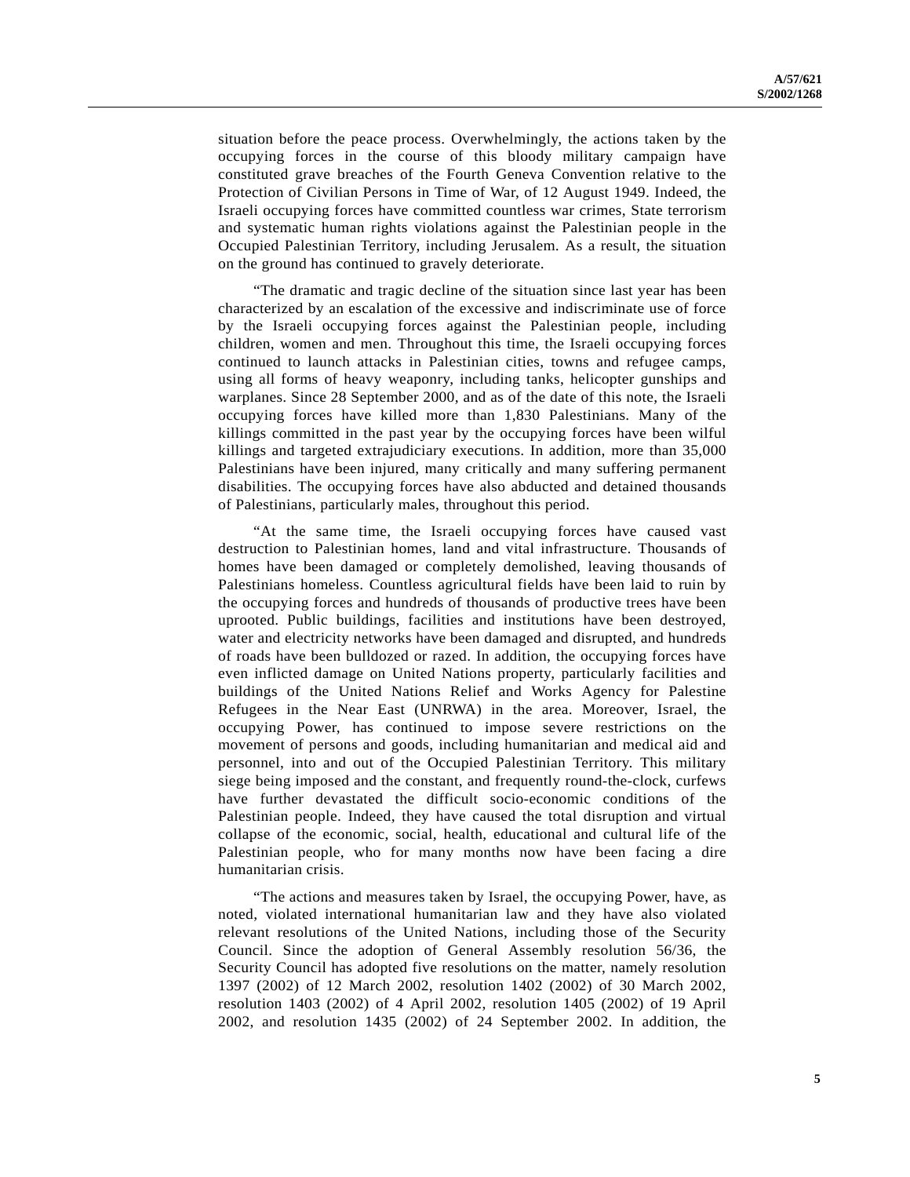situation before the peace process. Overwhelmingly, the actions taken by the occupying forces in the course of this bloody military campaign have constituted grave breaches of the Fourth Geneva Convention relative to the Protection of Civilian Persons in Time of War, of 12 August 1949. Indeed, the Israeli occupying forces have committed countless war crimes, State terrorism and systematic human rights violations against the Palestinian people in the Occupied Palestinian Territory, including Jerusalem. As a result, the situation on the ground has continued to gravely deteriorate.

"The dramatic and tragic decline of the situation since last year has been characterized by an escalation of the excessive and indiscriminate use of force by the Israeli occupying forces against the Palestinian people, including children, women and men. Throughout this time, the Israeli occupying forces continued to launch attacks in Palestinian cities, towns and refugee camps, using all forms of heavy weaponry, including tanks, helicopter gunships and warplanes. Since 28 September 2000, and as of the date of this note, the Israeli occupying forces have killed more than 1,830 Palestinians. Many of the killings committed in the past year by the occupying forces have been wilful killings and targeted extrajudiciary executions. In addition, more than 35,000 Palestinians have been injured, many critically and many suffering permanent disabilities. The occupying forces have also abducted and detained thousands of Palestinians, particularly males, throughout this period.

"At the same time, the Israeli occupying forces have caused vast destruction to Palestinian homes, land and vital infrastructure. Thousands of homes have been damaged or completely demolished, leaving thousands of Palestinians homeless. Countless agricultural fields have been laid to ruin by the occupying forces and hundreds of thousands of productive trees have been uprooted. Public buildings, facilities and institutions have been destroyed, water and electricity networks have been damaged and disrupted, and hundreds of roads have been bulldozed or razed. In addition, the occupying forces have even inflicted damage on United Nations property, particularly facilities and buildings of the United Nations Relief and Works Agency for Palestine Refugees in the Near East (UNRWA) in the area. Moreover, Israel, the occupying Power, has continued to impose severe restrictions on the movement of persons and goods, including humanitarian and medical aid and personnel, into and out of the Occupied Palestinian Territory. This military siege being imposed and the constant, and frequently round-the-clock, curfews have further devastated the difficult socio-economic conditions of the Palestinian people. Indeed, they have caused the total disruption and virtual collapse of the economic, social, health, educational and cultural life of the Palestinian people, who for many months now have been facing a dire humanitarian crisis.

"The actions and measures taken by Israel, the occupying Power, have, as noted, violated international humanitarian law and they have also violated relevant resolutions of the United Nations, including those of the Security Council. Since the adoption of General Assembly resolution 56/36, the Security Council has adopted five resolutions on the matter, namely resolution 1397 (2002) of 12 March 2002, resolution 1402 (2002) of 30 March 2002, resolution 1403 (2002) of 4 April 2002, resolution 1405 (2002) of 19 April 2002, and resolution 1435 (2002) of 24 September 2002. In addition, the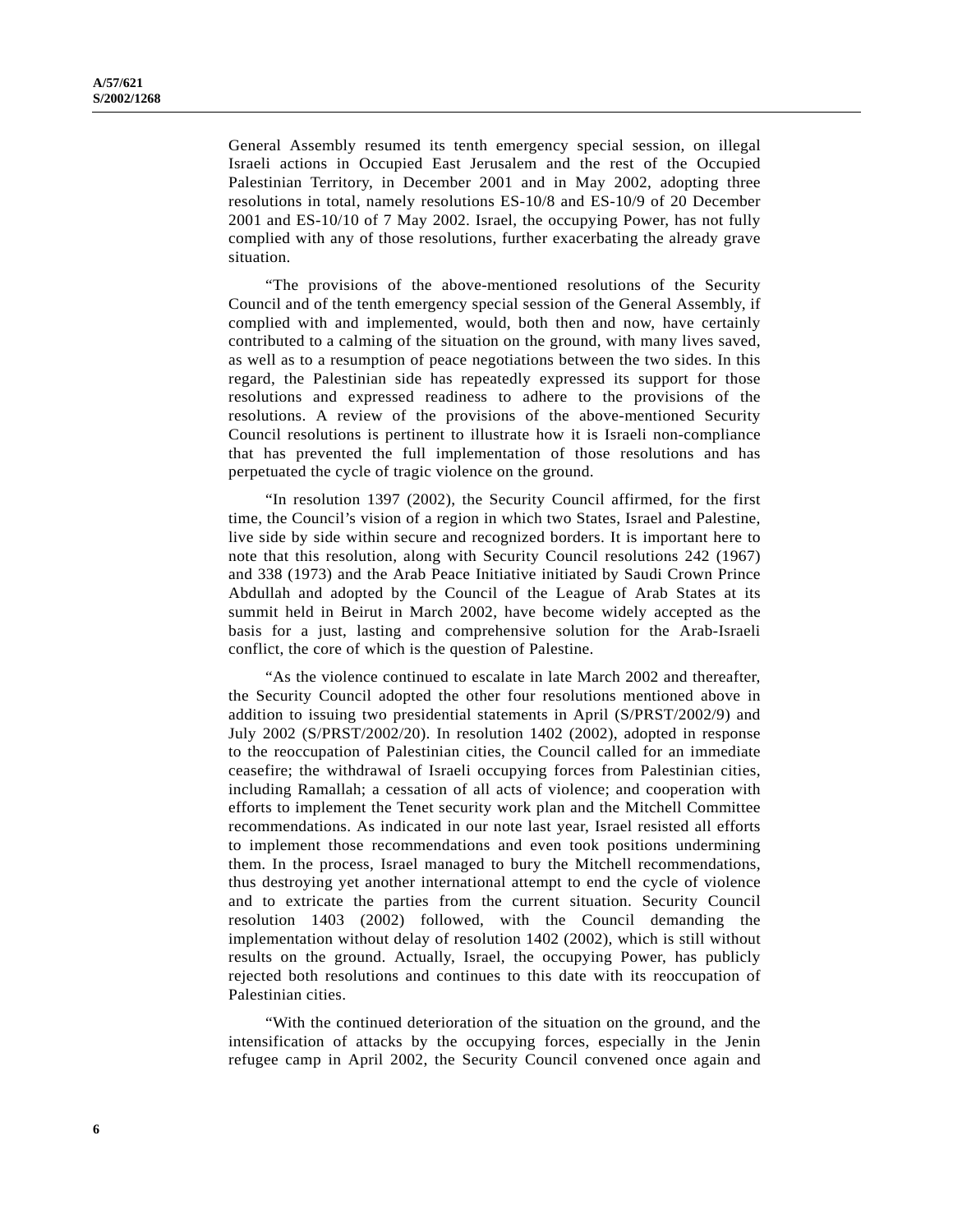General Assembly resumed its tenth emergency special session, on illegal Israeli actions in Occupied East Jerusalem and the rest of the Occupied Palestinian Territory, in December 2001 and in May 2002, adopting three resolutions in total, namely resolutions ES-10/8 and ES-10/9 of 20 December 2001 and ES-10/10 of 7 May 2002. Israel, the occupying Power, has not fully complied with any of those resolutions, further exacerbating the already grave situation.

"The provisions of the above-mentioned resolutions of the Security Council and of the tenth emergency special session of the General Assembly, if complied with and implemented, would, both then and now, have certainly contributed to a calming of the situation on the ground, with many lives saved, as well as to a resumption of peace negotiations between the two sides. In this regard, the Palestinian side has repeatedly expressed its support for those resolutions and expressed readiness to adhere to the provisions of the resolutions. A review of the provisions of the above-mentioned Security Council resolutions is pertinent to illustrate how it is Israeli non-compliance that has prevented the full implementation of those resolutions and has perpetuated the cycle of tragic violence on the ground.

"In resolution 1397 (2002), the Security Council affirmed, for the first time, the Council's vision of a region in which two States, Israel and Palestine, live side by side within secure and recognized borders. It is important here to note that this resolution, along with Security Council resolutions 242 (1967) and 338 (1973) and the Arab Peace Initiative initiated by Saudi Crown Prince Abdullah and adopted by the Council of the League of Arab States at its summit held in Beirut in March 2002, have become widely accepted as the basis for a just, lasting and comprehensive solution for the Arab-Israeli conflict, the core of which is the question of Palestine.

"As the violence continued to escalate in late March 2002 and thereafter, the Security Council adopted the other four resolutions mentioned above in addition to issuing two presidential statements in April (S/PRST/2002/9) and July 2002 (S/PRST/2002/20). In resolution 1402 (2002), adopted in response to the reoccupation of Palestinian cities, the Council called for an immediate ceasefire; the withdrawal of Israeli occupying forces from Palestinian cities, including Ramallah; a cessation of all acts of violence; and cooperation with efforts to implement the Tenet security work plan and the Mitchell Committee recommendations. As indicated in our note last year, Israel resisted all efforts to implement those recommendations and even took positions undermining them. In the process, Israel managed to bury the Mitchell recommendations, thus destroying yet another international attempt to end the cycle of violence and to extricate the parties from the current situation. Security Council resolution 1403 (2002) followed, with the Council demanding the implementation without delay of resolution 1402 (2002), which is still without results on the ground. Actually, Israel, the occupying Power, has publicly rejected both resolutions and continues to this date with its reoccupation of Palestinian cities.

"With the continued deterioration of the situation on the ground, and the intensification of attacks by the occupying forces, especially in the Jenin refugee camp in April 2002, the Security Council convened once again and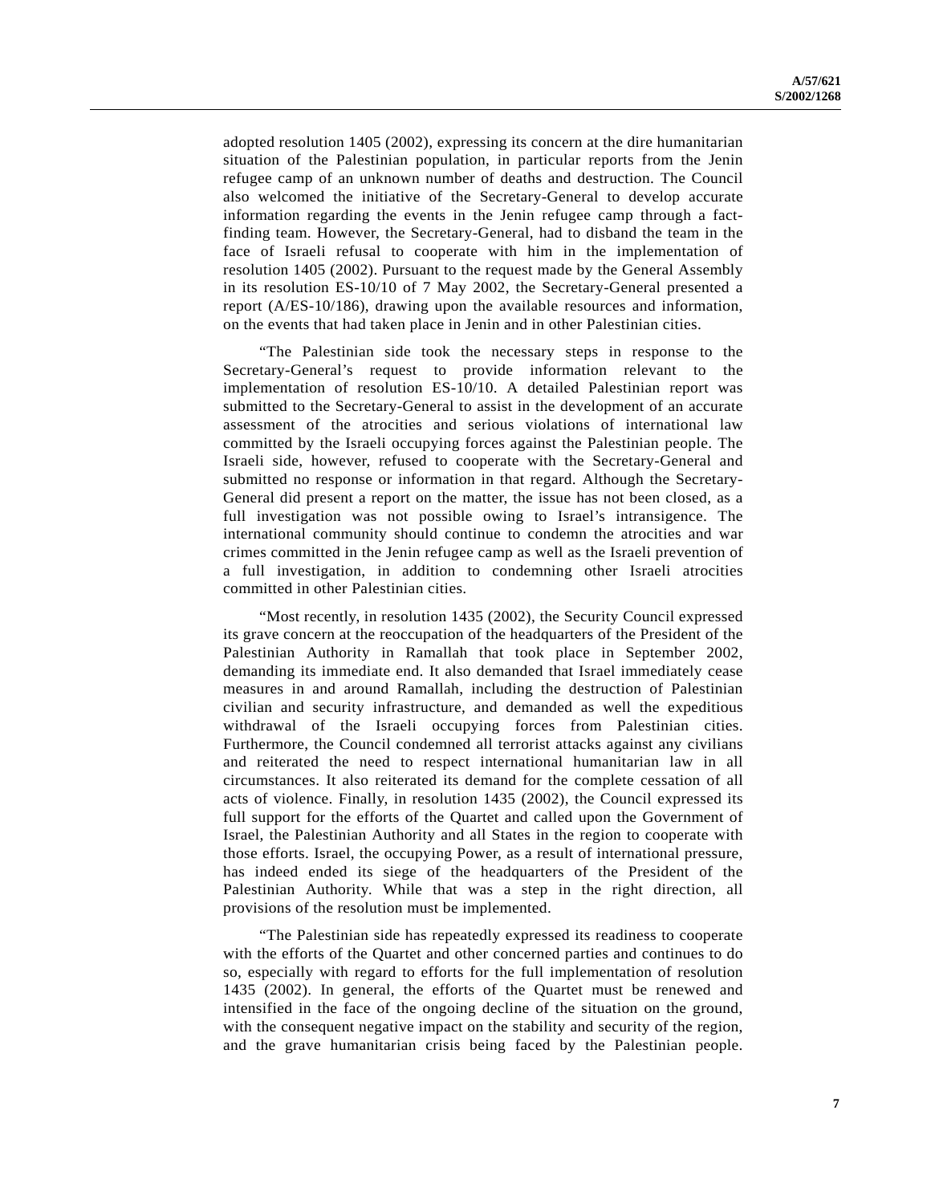adopted resolution 1405 (2002), expressing its concern at the dire humanitarian situation of the Palestinian population, in particular reports from the Jenin refugee camp of an unknown number of deaths and destruction. The Council also welcomed the initiative of the Secretary-General to develop accurate information regarding the events in the Jenin refugee camp through a fact-finding team. However, the Secretary-General, had to disband the team in the face of Israeli refusal to cooperate with him in the implementation of resolution 1405 (2002). Pursuant to the request made by the General Assembly in its resolution ES-10/10 of 7 May 2002, the Secretary-General presented a report (A/ES-10/186), drawing upon the available resources and information, on the events that had taken place in Jenin and in other Palestinian cities.

"The Palestinian side took the necessary steps in response to the Secretary-General's request to provide information relevant to the implementation of resolution ES-10/10. A detailed Palestinian report was submitted to the Secretary-General to assist in the development of an accurate assessment of the atrocities and serious violations of international law committed by the Israeli occupying forces against the Palestinian people. The Israeli side, however, refused to cooperate with the Secretary-General and submitted no response or information in that regard. Although the Secretary-General did present a report on the matter, the issue has not been closed, as a full investigation was not possible owing to Israel's intransigence. The international community should continue to condemn the atrocities and war crimes committed in the Jenin refugee camp as well as the Israeli prevention of a full investigation, in addition to condemning other Israeli atrocities committed in other Palestinian cities.

"Most recently, in resolution 1435 (2002), the Security Council expressed its grave concern at the reoccupation of the headquarters of the President of the Palestinian Authority in Ramallah that took place in September 2002, demanding its immediate end. It also demanded that Israel immediately cease measures in and around Ramallah, including the destruction of Palestinian civilian and security infrastructure, and demanded as well the expeditious withdrawal of the Israeli occupying forces from Palestinian cities. Furthermore, the Council condemned all terrorist attacks against any civilians and reiterated the need to respect international humanitarian law in all circumstances. It also reiterated its demand for the complete cessation of all acts of violence. Finally, in resolution 1435 (2002), the Council expressed its full support for the efforts of the Quartet and called upon the Government of Israel, the Palestinian Authority and all States in the region to cooperate with those efforts. Israel, the occupying Power, as a result of international pressure, has indeed ended its siege of the headquarters of the President of the Palestinian Authority. While that was a step in the right direction, all provisions of the resolution must be implemented.

"The Palestinian side has repeatedly expressed its readiness to cooperate with the efforts of the Quartet and other concerned parties and continues to do so, especially with regard to efforts for the full implementation of resolution 1435 (2002). In general, the efforts of the Quartet must be renewed and intensified in the face of the ongoing decline of the situation on the ground, with the consequent negative impact on the stability and security of the region, and the grave humanitarian crisis being faced by the Palestinian people.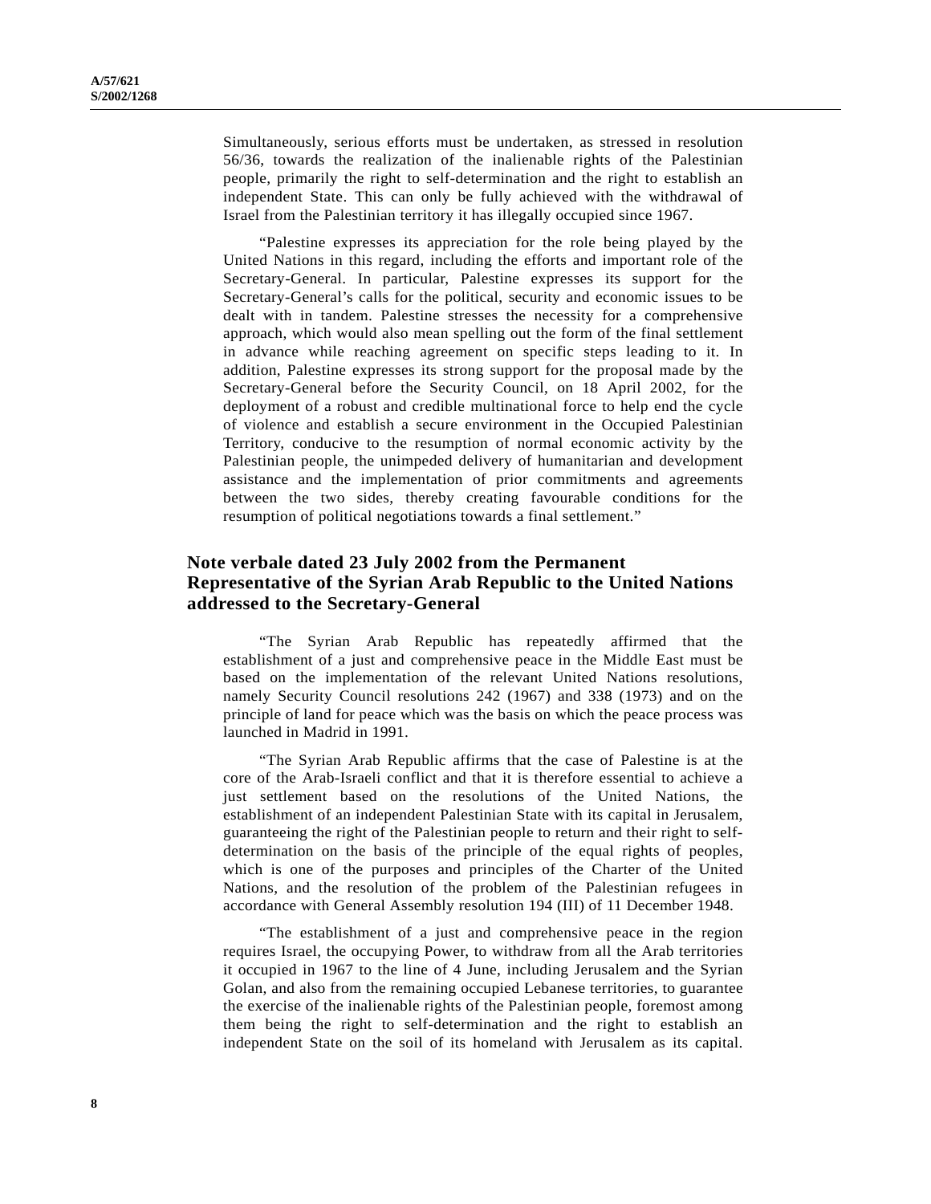Simultaneously, serious efforts must be undertaken, as stressed in resolution 56/36, towards the realization of the inalienable rights of the Palestinian people, primarily the right to self-determination and the right to establish an independent State. This can only be fully achieved with the withdrawal of Israel from the Palestinian territory it has illegally occupied since 1967.

"Palestine expresses its appreciation for the role being played by the United Nations in this regard, including the efforts and important role of the Secretary-General. In particular, Palestine expresses its support for the Secretary-General's calls for the political, security and economic issues to be dealt with in tandem. Palestine stresses the necessity for a comprehensive approach, which would also mean spelling out the form of the final settlement in advance while reaching agreement on specific steps leading to it. In addition, Palestine expresses its strong support for the proposal made by the Secretary-General before the Security Council, on 18 April 2002, for the deployment of a robust and credible multinational force to help end the cycle of violence and establish a secure environment in the Occupied Palestinian Territory, conducive to the resumption of normal economic activity by the Palestinian people, the unimpeded delivery of humanitarian and development assistance and the implementation of prior commitments and agreements between the two sides, thereby creating favourable conditions for the resumption of political negotiations towards a final settlement."

## Note verbale dated 23 July 2002 from the Permanent Representative of the Syrian Arab Republic to the United Nations addressed to the Secretary-General

"The Syrian Arab Republic has repeatedly affirmed that the establishment of a just and comprehensive peace in the Middle East must be based on the implementation of the relevant United Nations resolutions, namely Security Council resolutions 242 (1967) and 338 (1973) and on the principle of land for peace which was the basis on which the peace process was launched in Madrid in 1991.

"The Syrian Arab Republic affirms that the case of Palestine is at the core of the Arab-Israeli conflict and that it is therefore essential to achieve a just settlement based on the resolutions of the United Nations, the establishment of an independent Palestinian State with its capital in Jerusalem, guaranteeing the right of the Palestinian people to return and their right to self-determination on the basis of the principle of the equal rights of peoples, which is one of the purposes and principles of the Charter of the United Nations, and the resolution of the problem of the Palestinian refugees in accordance with General Assembly resolution 194 (III) of 11 December 1948.

"The establishment of a just and comprehensive peace in the region requires Israel, the occupying Power, to withdraw from all the Arab territories it occupied in 1967 to the line of 4 June, including Jerusalem and the Syrian Golan, and also from the remaining occupied Lebanese territories, to guarantee the exercise of the inalienable rights of the Palestinian people, foremost among them being the right to self-determination and the right to establish an independent State on the soil of its homeland with Jerusalem as its capital.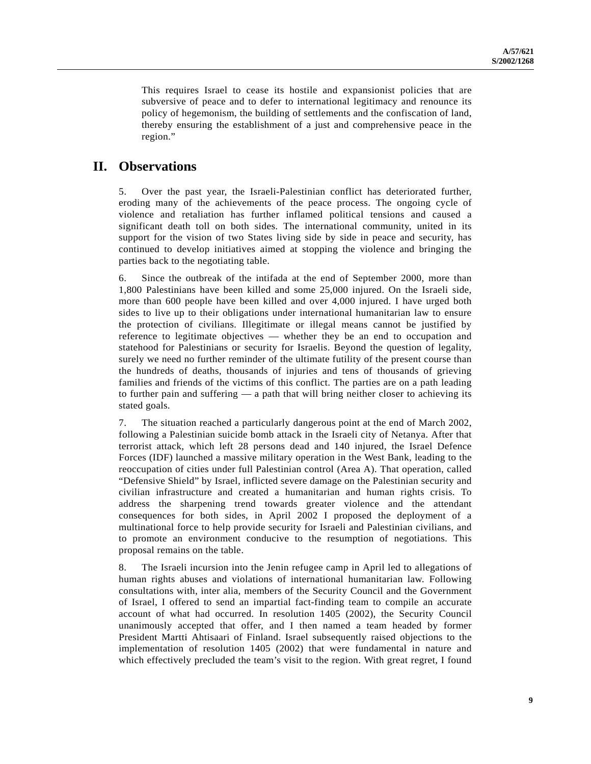This requires Israel to cease its hostile and expansionist policies that are subversive of peace and to defer to international legitimacy and renounce its policy of hegemonism, the building of settlements and the confiscation of land, thereby ensuring the establishment of a just and comprehensive peace in the region."

## II. Observations

5. Over the past year, the Israeli-Palestinian conflict has deteriorated further, eroding many of the achievements of the peace process. The ongoing cycle of violence and retaliation has further inflamed political tensions and caused a significant death toll on both sides. The international community, united in its support for the vision of two States living side by side in peace and security, has continued to develop initiatives aimed at stopping the violence and bringing the parties back to the negotiating table.

6. Since the outbreak of the intifada at the end of September 2000, more than 1,800 Palestinians have been killed and some 25,000 injured. On the Israeli side, more than 600 people have been killed and over 4,000 injured. I have urged both sides to live up to their obligations under international humanitarian law to ensure the protection of civilians. Illegitimate or illegal means cannot be justified by reference to legitimate objectives — whether they be an end to occupation and statehood for Palestinians or security for Israelis. Beyond the question of legality, surely we need no further reminder of the ultimate futility of the present course than the hundreds of deaths, thousands of injuries and tens of thousands of grieving families and friends of the victims of this conflict. The parties are on a path leading to further pain and suffering — a path that will bring neither closer to achieving its stated goals.

7. The situation reached a particularly dangerous point at the end of March 2002, following a Palestinian suicide bomb attack in the Israeli city of Netanya. After that terrorist attack, which left 28 persons dead and 140 injured, the Israel Defence Forces (IDF) launched a massive military operation in the West Bank, leading to the reoccupation of cities under full Palestinian control (Area A). That operation, called "Defensive Shield" by Israel, inflicted severe damage on the Palestinian security and civilian infrastructure and created a humanitarian and human rights crisis. To address the sharpening trend towards greater violence and the attendant consequences for both sides, in April 2002 I proposed the deployment of a multinational force to help provide security for Israeli and Palestinian civilians, and to promote an environment conducive to the resumption of negotiations. This proposal remains on the table.

8. The Israeli incursion into the Jenin refugee camp in April led to allegations of human rights abuses and violations of international humanitarian law. Following consultations with, inter alia, members of the Security Council and the Government of Israel, I offered to send an impartial fact-finding team to compile an accurate account of what had occurred. In resolution 1405 (2002), the Security Council unanimously accepted that offer, and I then named a team headed by former President Martti Ahtisaari of Finland. Israel subsequently raised objections to the implementation of resolution 1405 (2002) that were fundamental in nature and which effectively precluded the team's visit to the region. With great regret, I found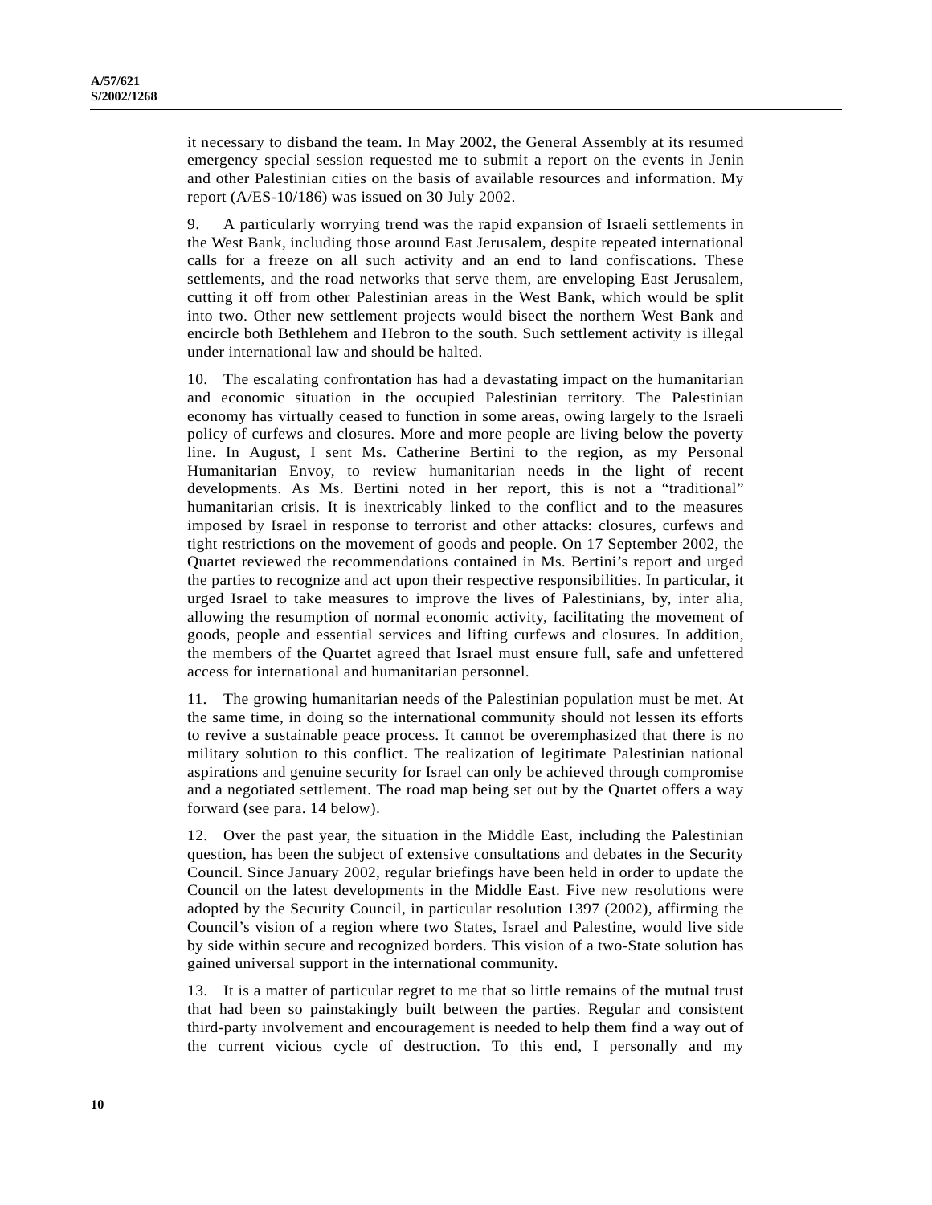it necessary to disband the team. In May 2002, the General Assembly at its resumed emergency special session requested me to submit a report on the events in Jenin and other Palestinian cities on the basis of available resources and information. My report (A/ES-10/186) was issued on 30 July 2002.

9. A particularly worrying trend was the rapid expansion of Israeli settlements in the West Bank, including those around East Jerusalem, despite repeated international calls for a freeze on all such activity and an end to land confiscations. These settlements, and the road networks that serve them, are enveloping East Jerusalem, cutting it off from other Palestinian areas in the West Bank, which would be split into two. Other new settlement projects would bisect the northern West Bank and encircle both Bethlehem and Hebron to the south. Such settlement activity is illegal under international law and should be halted.

10. The escalating confrontation has had a devastating impact on the humanitarian and economic situation in the occupied Palestinian territory. The Palestinian economy has virtually ceased to function in some areas, owing largely to the Israeli policy of curfews and closures. More and more people are living below the poverty line. In August, I sent Ms. Catherine Bertini to the region, as my Personal Humanitarian Envoy, to review humanitarian needs in the light of recent developments. As Ms. Bertini noted in her report, this is not a "traditional" humanitarian crisis. It is inextricably linked to the conflict and to the measures imposed by Israel in response to terrorist and other attacks: closures, curfews and tight restrictions on the movement of goods and people. On 17 September 2002, the Quartet reviewed the recommendations contained in Ms. Bertini's report and urged the parties to recognize and act upon their respective responsibilities. In particular, it urged Israel to take measures to improve the lives of Palestinians, by, inter alia, allowing the resumption of normal economic activity, facilitating the movement of goods, people and essential services and lifting curfews and closures. In addition, the members of the Quartet agreed that Israel must ensure full, safe and unfettered access for international and humanitarian personnel.

11. The growing humanitarian needs of the Palestinian population must be met. At the same time, in doing so the international community should not lessen its efforts to revive a sustainable peace process. It cannot be overemphasized that there is no military solution to this conflict. The realization of legitimate Palestinian national aspirations and genuine security for Israel can only be achieved through compromise and a negotiated settlement. The road map being set out by the Quartet offers a way forward (see para. 14 below).

12. Over the past year, the situation in the Middle East, including the Palestinian question, has been the subject of extensive consultations and debates in the Security Council. Since January 2002, regular briefings have been held in order to update the Council on the latest developments in the Middle East. Five new resolutions were adopted by the Security Council, in particular resolution 1397 (2002), affirming the Council's vision of a region where two States, Israel and Palestine, would live side by side within secure and recognized borders. This vision of a two-State solution has gained universal support in the international community.

13. It is a matter of particular regret to me that so little remains of the mutual trust that had been so painstakingly built between the parties. Regular and consistent third-party involvement and encouragement is needed to help them find a way out of the current vicious cycle of destruction. To this end, I personally and my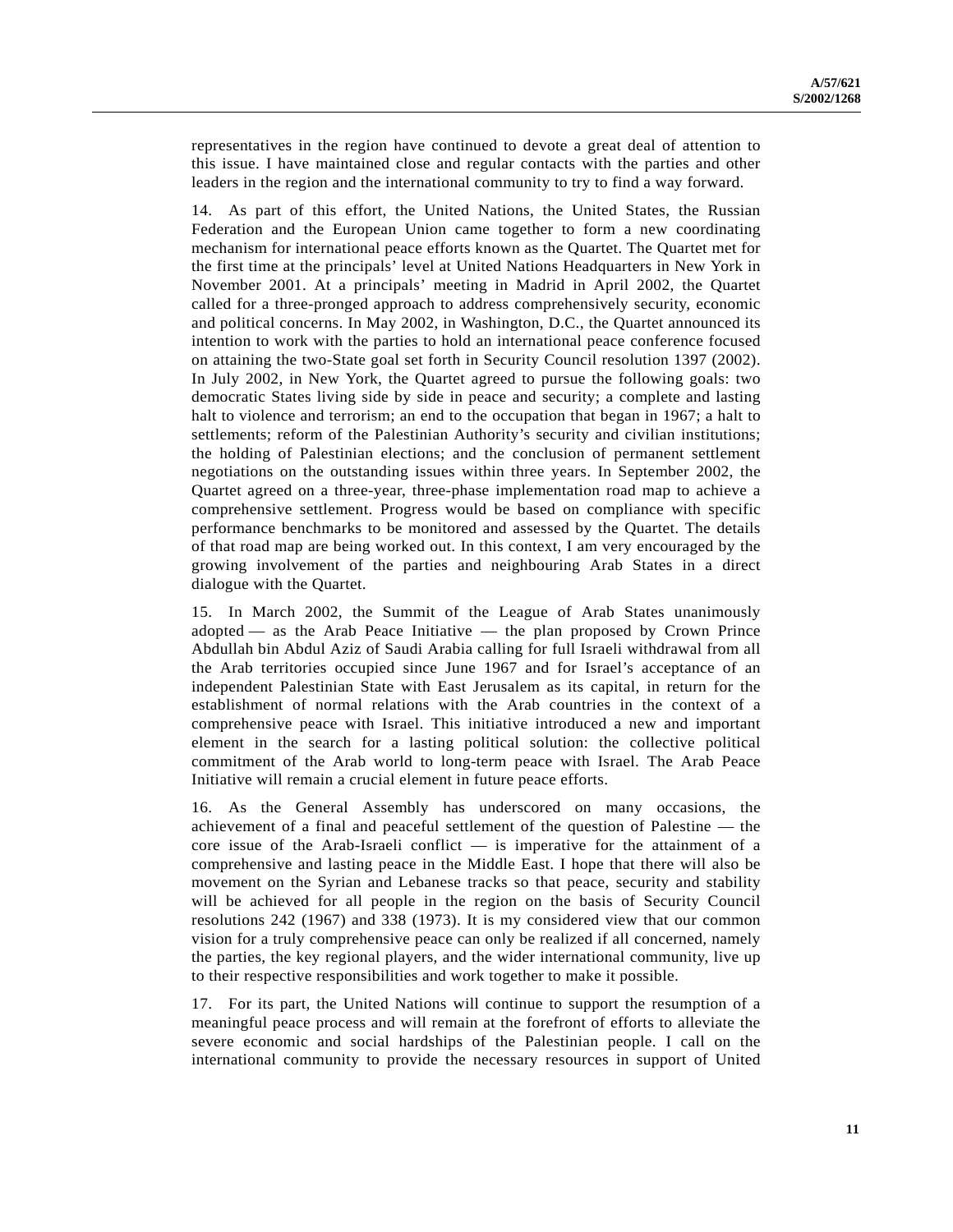representatives in the region have continued to devote a great deal of attention to this issue. I have maintained close and regular contacts with the parties and other leaders in the region and the international community to try to find a way forward.

14. As part of this effort, the United Nations, the United States, the Russian Federation and the European Union came together to form a new coordinating mechanism for international peace efforts known as the Quartet. The Quartet met for the first time at the principals' level at United Nations Headquarters in New York in November 2001. At a principals' meeting in Madrid in April 2002, the Quartet called for a three-pronged approach to address comprehensively security, economic and political concerns. In May 2002, in Washington, D.C., the Quartet announced its intention to work with the parties to hold an international peace conference focused on attaining the two-State goal set forth in Security Council resolution 1397 (2002). In July 2002, in New York, the Quartet agreed to pursue the following goals: two democratic States living side by side in peace and security; a complete and lasting halt to violence and terrorism; an end to the occupation that began in 1967; a halt to settlements; reform of the Palestinian Authority's security and civilian institutions; the holding of Palestinian elections; and the conclusion of permanent settlement negotiations on the outstanding issues within three years. In September 2002, the Quartet agreed on a three-year, three-phase implementation road map to achieve a comprehensive settlement. Progress would be based on compliance with specific performance benchmarks to be monitored and assessed by the Quartet. The details of that road map are being worked out. In this context, I am very encouraged by the growing involvement of the parties and neighbouring Arab States in a direct dialogue with the Quartet.

15. In March 2002, the Summit of the League of Arab States unanimously adopted — as the Arab Peace Initiative — the plan proposed by Crown Prince Abdullah bin Abdul Aziz of Saudi Arabia calling for full Israeli withdrawal from all the Arab territories occupied since June 1967 and for Israel's acceptance of an independent Palestinian State with East Jerusalem as its capital, in return for the establishment of normal relations with the Arab countries in the context of a comprehensive peace with Israel. This initiative introduced a new and important element in the search for a lasting political solution: the collective political commitment of the Arab world to long-term peace with Israel. The Arab Peace Initiative will remain a crucial element in future peace efforts.

16. As the General Assembly has underscored on many occasions, the achievement of a final and peaceful settlement of the question of Palestine — the core issue of the Arab-Israeli conflict — is imperative for the attainment of a comprehensive and lasting peace in the Middle East. I hope that there will also be movement on the Syrian and Lebanese tracks so that peace, security and stability will be achieved for all people in the region on the basis of Security Council resolutions 242 (1967) and 338 (1973). It is my considered view that our common vision for a truly comprehensive peace can only be realized if all concerned, namely the parties, the key regional players, and the wider international community, live up to their respective responsibilities and work together to make it possible.

17. For its part, the United Nations will continue to support the resumption of a meaningful peace process and will remain at the forefront of efforts to alleviate the severe economic and social hardships of the Palestinian people. I call on the international community to provide the necessary resources in support of United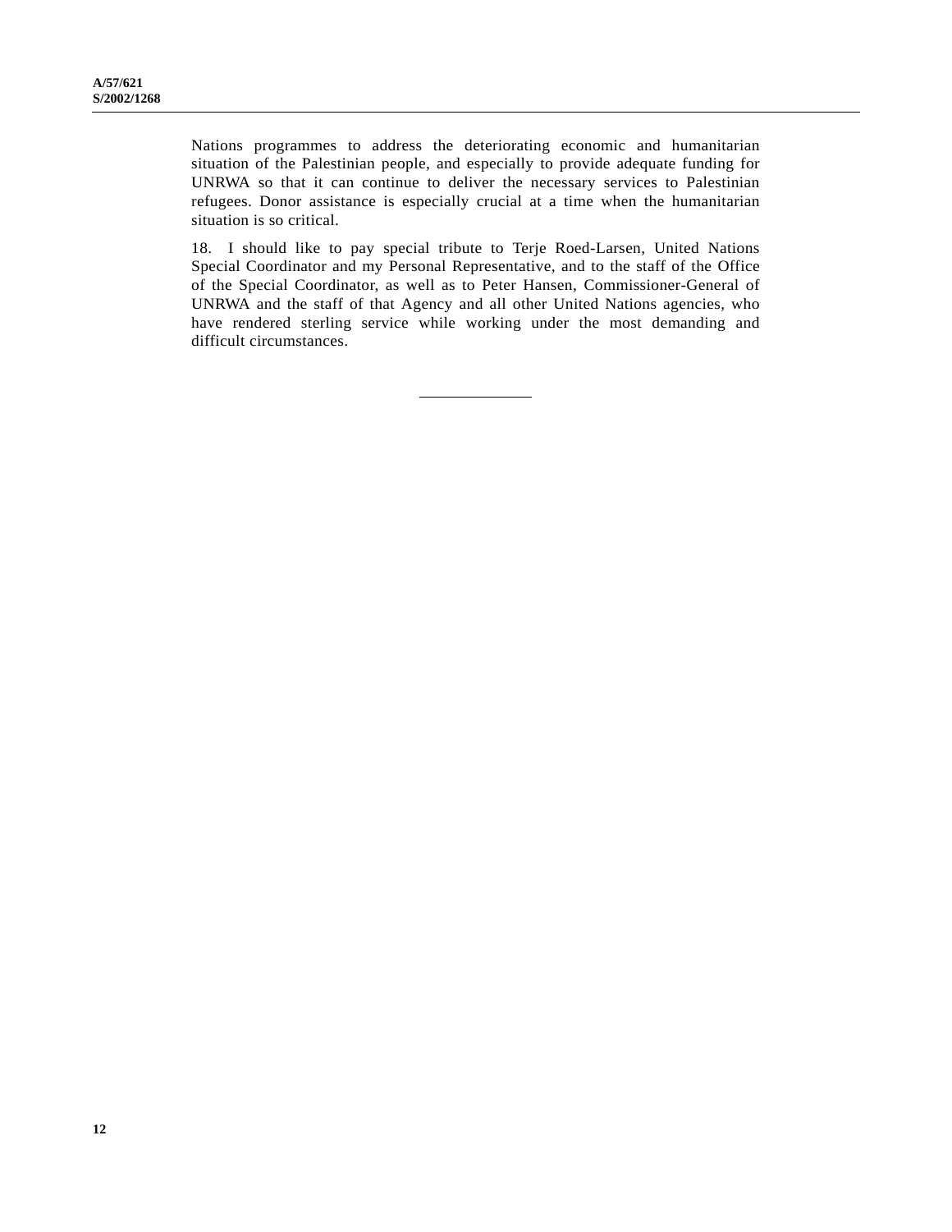Nations programmes to address the deteriorating economic and humanitarian situation of the Palestinian people, and especially to provide adequate funding for UNRWA so that it can continue to deliver the necessary services to Palestinian refugees. Donor assistance is especially crucial at a time when the humanitarian situation is so critical.

18. I should like to pay special tribute to Terje Roed-Larsen, United Nations Special Coordinator and my Personal Representative, and to the staff of the Office of the Special Coordinator, as well as to Peter Hansen, Commissioner-General of UNRWA and the staff of that Agency and all other United Nations agencies, who have rendered sterling service while working under the most demanding and difficult circumstances.